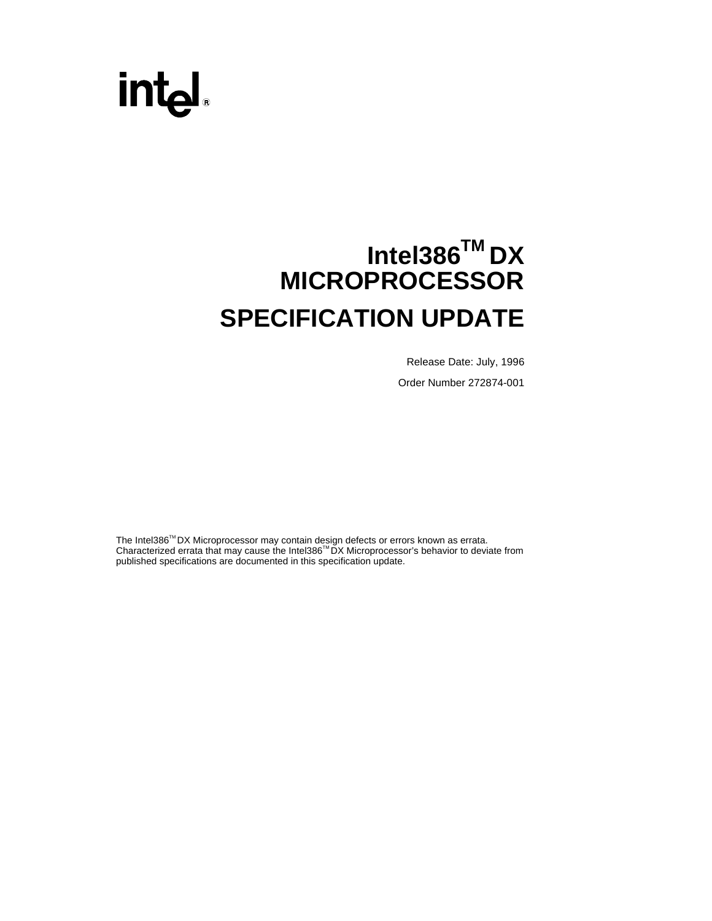intel®

# Intel386™ DX MICROPROCESSOR

# SPECIFICATION UPDATE

Release Date: July, 1996

Order Number 272874-001

The Intel386™ DX Microprocessor may contain design defects or errors known as errata. Characterized errata that may cause the Intel386™ DX Microprocessor's behavior to deviate from published specifications are documented in this specification update.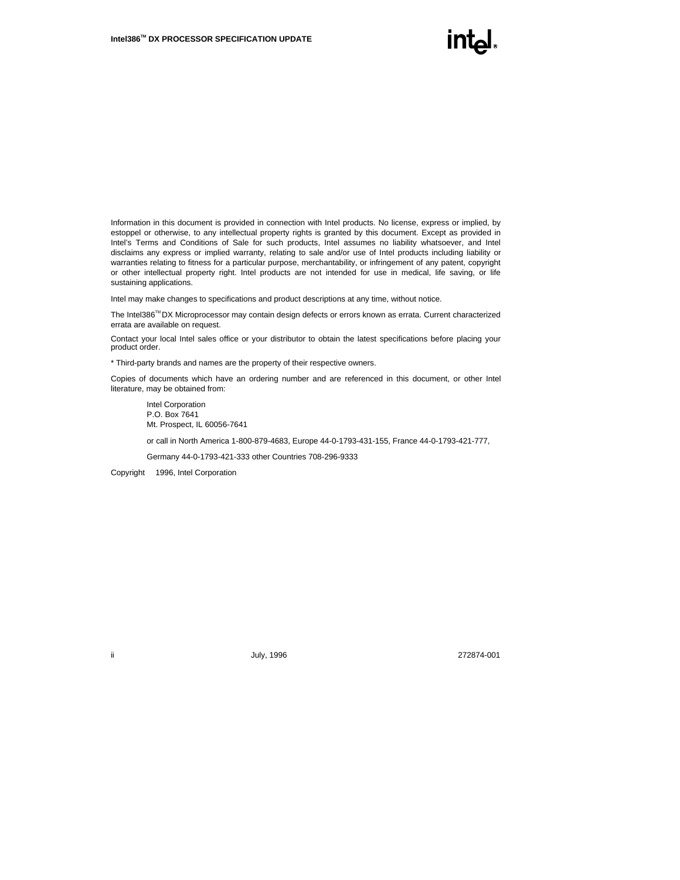Information in this document is provided in connection with Intel products. No license, express or implied, by estoppel or otherwise, to any intellectual property rights is granted by this document. Except as provided in Intel's Terms and Conditions of Sale for such products, Intel assumes no liability whatsoever, and Intel disclaims any express or implied warranty, relating to sale and/or use of Intel products including liability or warranties relating to fitness for a particular purpose, merchantability, or infringement of any patent, copyright or other intellectual property right. Intel products are not intended for use in medical, life saving, or life sustaining applications.

Intel may make changes to specifications and product descriptions at any time, without notice.

The Intel386™ DX Microprocessor may contain design defects or errors known as errata. Current characterized errata are available on request.

Contact your local Intel sales office or your distributor to obtain the latest specifications before placing your product order.

* Third-party brands and names are the property of their respective owners.

Copies of documents which have an ordering number and are referenced in this document, or other Intel literature, may be obtained from:

Intel Corporation
P.O. Box 7641
Mt. Prospect, IL 60056-7641

or call in North America 1-800-879-4683, Europe 44-0-1793-431-155, France 44-0-1793-421-777,

Germany 44-0-1793-421-333 other Countries 708-296-9333

Copyright 1996, Intel Corporation

July, 1996 272874-001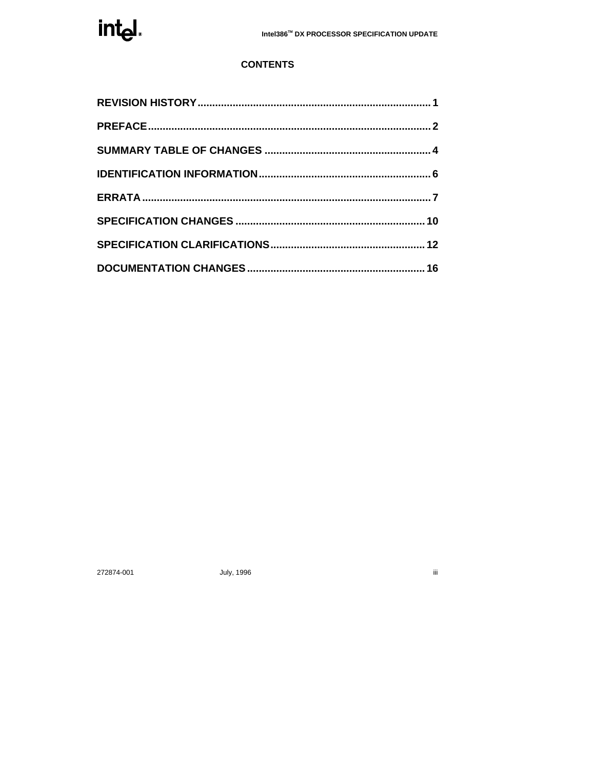## CONTENTS

**REVISION HISTORY** .......... 1

**PREFACE** .......... 2

**SUMMARY TABLE OF CHANGES** .......... 4

**IDENTIFICATION INFORMATION** .......... 6

**ERRATA** .......... 7

**SPECIFICATION CHANGES** .......... 10

**SPECIFICATION CLARIFICATIONS** .......... 12

**DOCUMENTATION CHANGES** .......... 16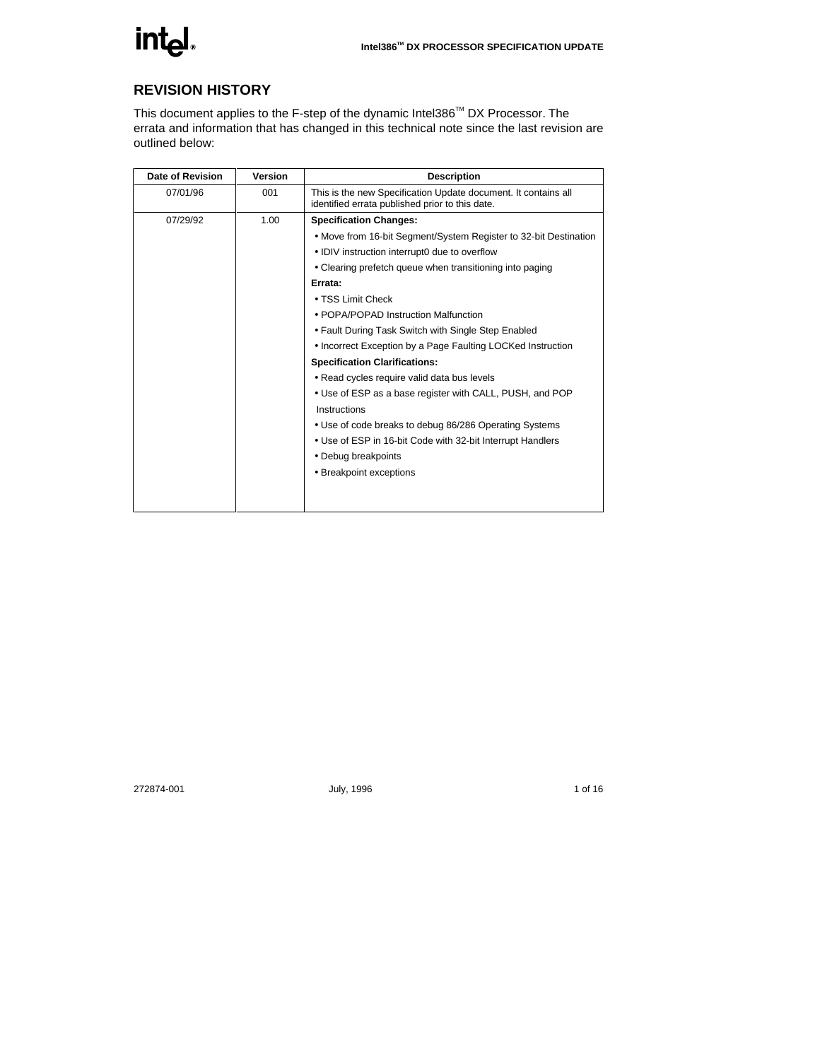## REVISION HISTORY

This document applies to the F-step of the dynamic Intel386™ DX Processor. The errata and information that has changed in this technical note since the last revision are outlined below:

| Date of Revision | Version | Description |
|---|---|---|
| 07/01/96 | 001 | This is the new Specification Update document. It contains all identified errata published prior to this date. |
| 07/29/92 | 1.00 | **Specification Changes:**<br>• Move from 16-bit Segment/System Register to 32-bit Destination<br>• IDIV instruction interrupt0 due to overflow<br>• Clearing prefetch queue when transitioning into paging<br>**Errata:**<br>• TSS Limit Check<br>• POPA/POPAD Instruction Malfunction<br>• Fault During Task Switch with Single Step Enabled<br>• Incorrect Exception by a Page Faulting LOCKed Instruction<br>**Specification Clarifications:**<br>• Read cycles require valid data bus levels<br>• Use of ESP as a base register with CALL, PUSH, and POP Instructions<br>• Use of code breaks to debug 86/286 Operating Systems<br>• Use of ESP in 16-bit Code with 32-bit Interrupt Handlers<br>• Debug breakpoints<br>• Breakpoint exceptions |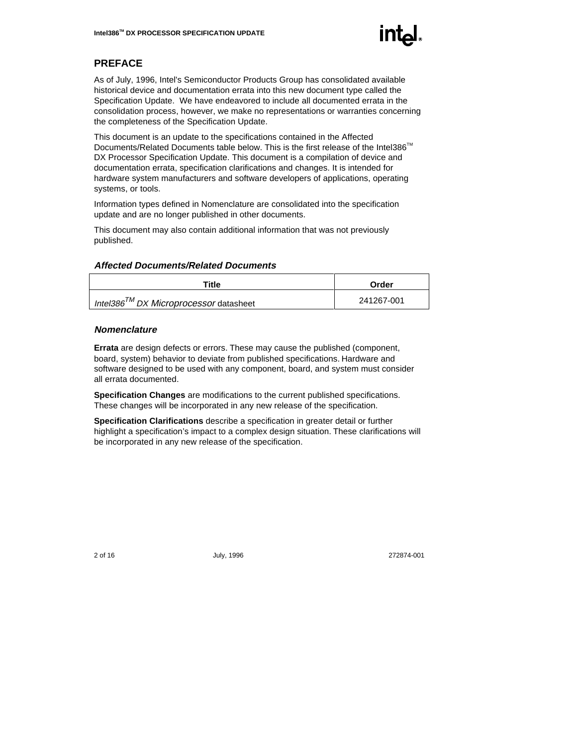## PREFACE

As of July, 1996, Intel's Semiconductor Products Group has consolidated available historical device and documentation errata into this new document type called the Specification Update. We have endeavored to include all documented errata in the consolidation process, however, we make no representations or warranties concerning the completeness of the Specification Update.

This document is an update to the specifications contained in the Affected Documents/Related Documents table below. This is the first release of the Intel386™ DX Processor Specification Update. This document is a compilation of device and documentation errata, specification clarifications and changes. It is intended for hardware system manufacturers and software developers of applications, operating systems, or tools.

Information types defined in Nomenclature are consolidated into the specification update and are no longer published in other documents.

This document may also contain additional information that was not previously published.

### *Affected Documents/Related Documents*

| Title | Order |
|---|---|
| *Intel386™ DX Microprocessor* datasheet | 241267-001 |

### *Nomenclature*

**Errata** are design defects or errors. These may cause the published (component, board, system) behavior to deviate from published specifications. Hardware and software designed to be used with any component, board, and system must consider all errata documented.

**Specification Changes** are modifications to the current published specifications. These changes will be incorporated in any new release of the specification.

**Specification Clarifications** describe a specification in greater detail or further highlight a specification's impact to a complex design situation. These clarifications will be incorporated in any new release of the specification.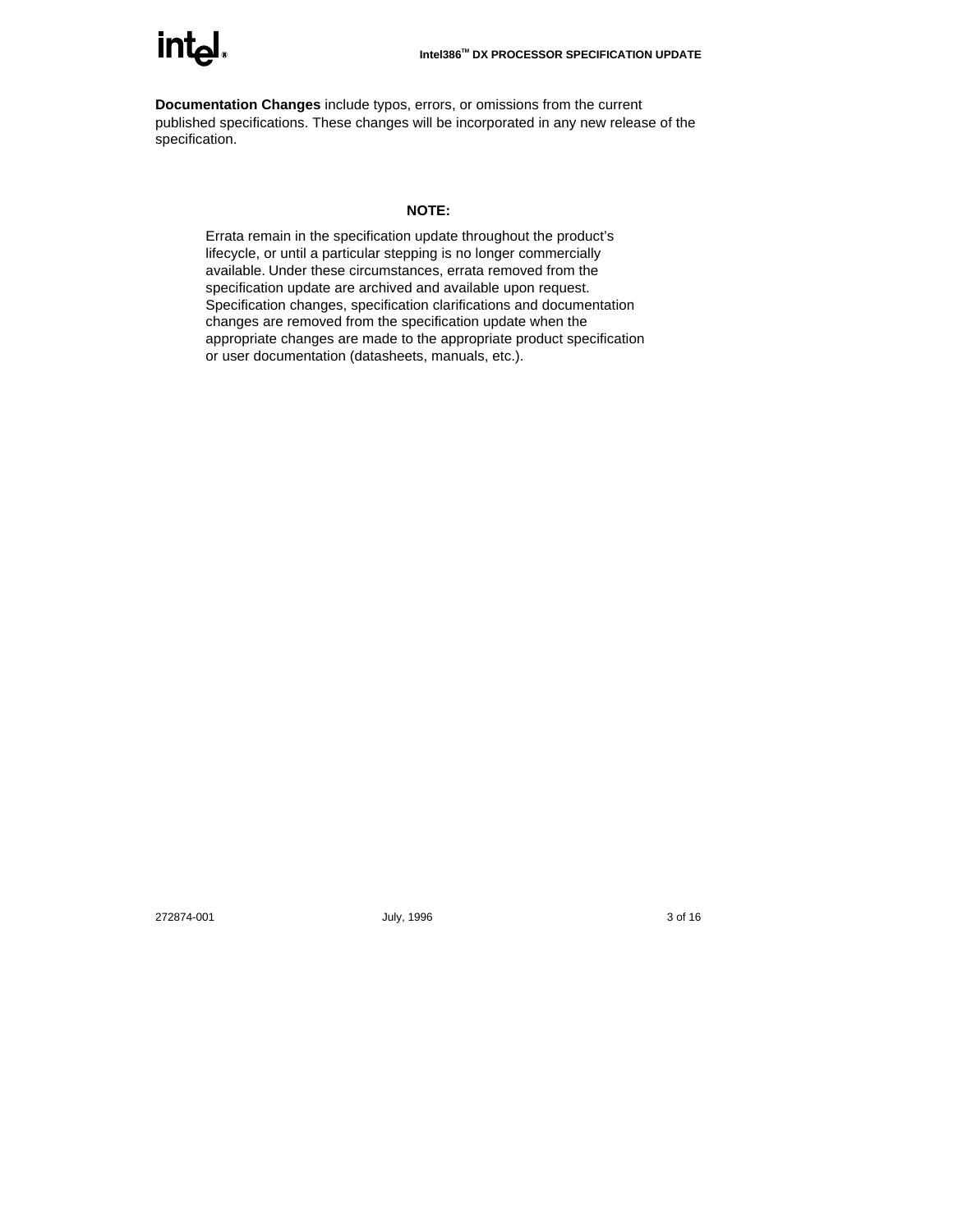**Documentation Changes** include typos, errors, or omissions from the current published specifications. These changes will be incorporated in any new release of the specification.

**NOTE:**

Errata remain in the specification update throughout the product's lifecycle, or until a particular stepping is no longer commercially available. Under these circumstances, errata removed from the specification update are archived and available upon request. Specification changes, specification clarifications and documentation changes are removed from the specification update when the appropriate changes are made to the appropriate product specification or user documentation (datasheets, manuals, etc.).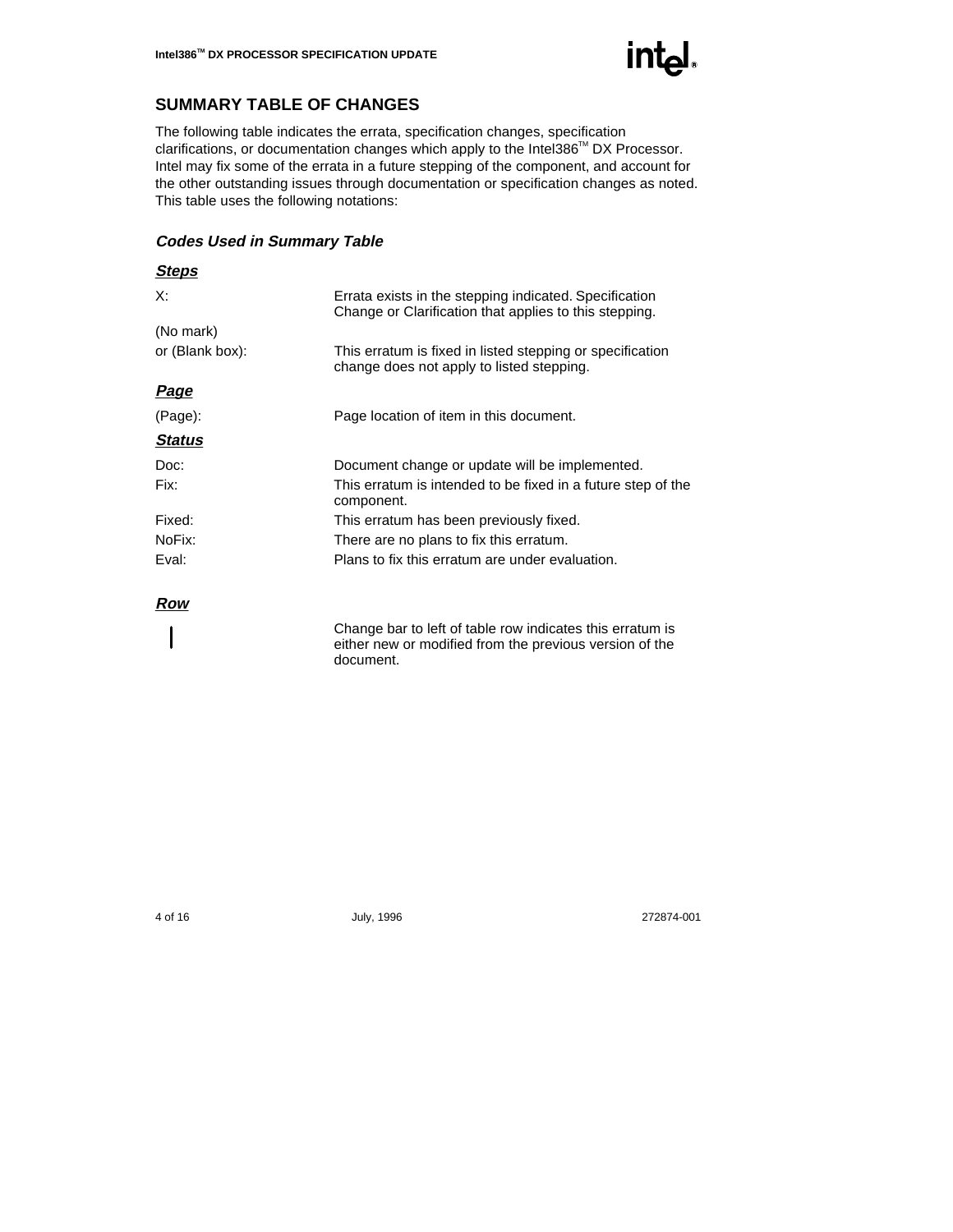## SUMMARY TABLE OF CHANGES

The following table indicates the errata, specification changes, specification clarifications, or documentation changes which apply to the Intel386™ DX Processor. Intel may fix some of the errata in a future stepping of the component, and account for the other outstanding issues through documentation or specification changes as noted. This table uses the following notations:

### *Codes Used in Summary Table*

#### ***Steps***

| | |
|---|---|
| X: | Errata exists in the stepping indicated. Specification Change or Clarification that applies to this stepping. |
| (No mark) or (Blank box): | This erratum is fixed in listed stepping or specification change does not apply to listed stepping. |

#### ***Page***

| | |
|---|---|
| (Page): | Page location of item in this document. |

#### ***Status***

| | |
|---|---|
| Doc: | Document change or update will be implemented. |
| Fix: | This erratum is intended to be fixed in a future step of the component. |
| Fixed: | This erratum has been previously fixed. |
| NoFix: | There are no plans to fix this erratum. |
| Eval: | Plans to fix this erratum are under evaluation. |

#### ***Row***

| | |
|---|---|
| \| | Change bar to left of table row indicates this erratum is either new or modified from the previous version of the document. |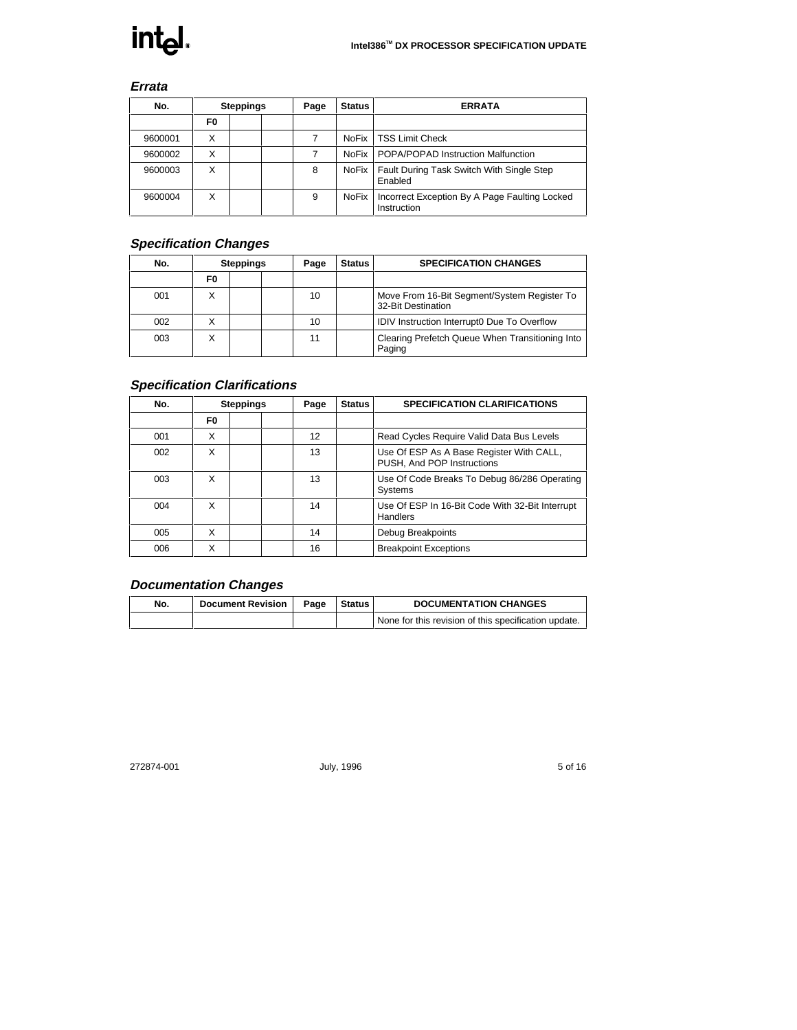## *Errata*

| No. | Steppings | | | Page | Status | ERRATA |
|---|---|---|---|---|---|---|
| | F0 | | | | | |
| 9600001 | X | | | 7 | NoFix | TSS Limit Check |
| 9600002 | X | | | 7 | NoFix | POPA/POPAD Instruction Malfunction |
| 9600003 | X | | | 8 | NoFix | Fault During Task Switch With Single Step Enabled |
| 9600004 | X | | | 9 | NoFix | Incorrect Exception By A Page Faulting Locked Instruction |

## *Specification Changes*

| No. | Steppings | | | Page | Status | SPECIFICATION CHANGES |
|---|---|---|---|---|---|---|
| | F0 | | | | | |
| 001 | X | | | 10 | | Move From 16-Bit Segment/System Register To 32-Bit Destination |
| 002 | X | | | 10 | | IDIV Instruction Interrupt0 Due To Overflow |
| 003 | X | | | 11 | | Clearing Prefetch Queue When Transitioning Into Paging |

## *Specification Clarifications*

| No. | Steppings | | | Page | Status | SPECIFICATION CLARIFICATIONS |
|---|---|---|---|---|---|---|
| | F0 | | | | | |
| 001 | X | | | 12 | | Read Cycles Require Valid Data Bus Levels |
| 002 | X | | | 13 | | Use Of ESP As A Base Register With CALL, PUSH, And POP Instructions |
| 003 | X | | | 13 | | Use Of Code Breaks To Debug 86/286 Operating Systems |
| 004 | X | | | 14 | | Use Of ESP In 16-Bit Code With 32-Bit Interrupt Handlers |
| 005 | X | | | 14 | | Debug Breakpoints |
| 006 | X | | | 16 | | Breakpoint Exceptions |

## *Documentation Changes*

| No. | Document Revision | Page | Status | DOCUMENTATION CHANGES |
|---|---|---|---|---|
| | | | | None for this revision of this specification update. |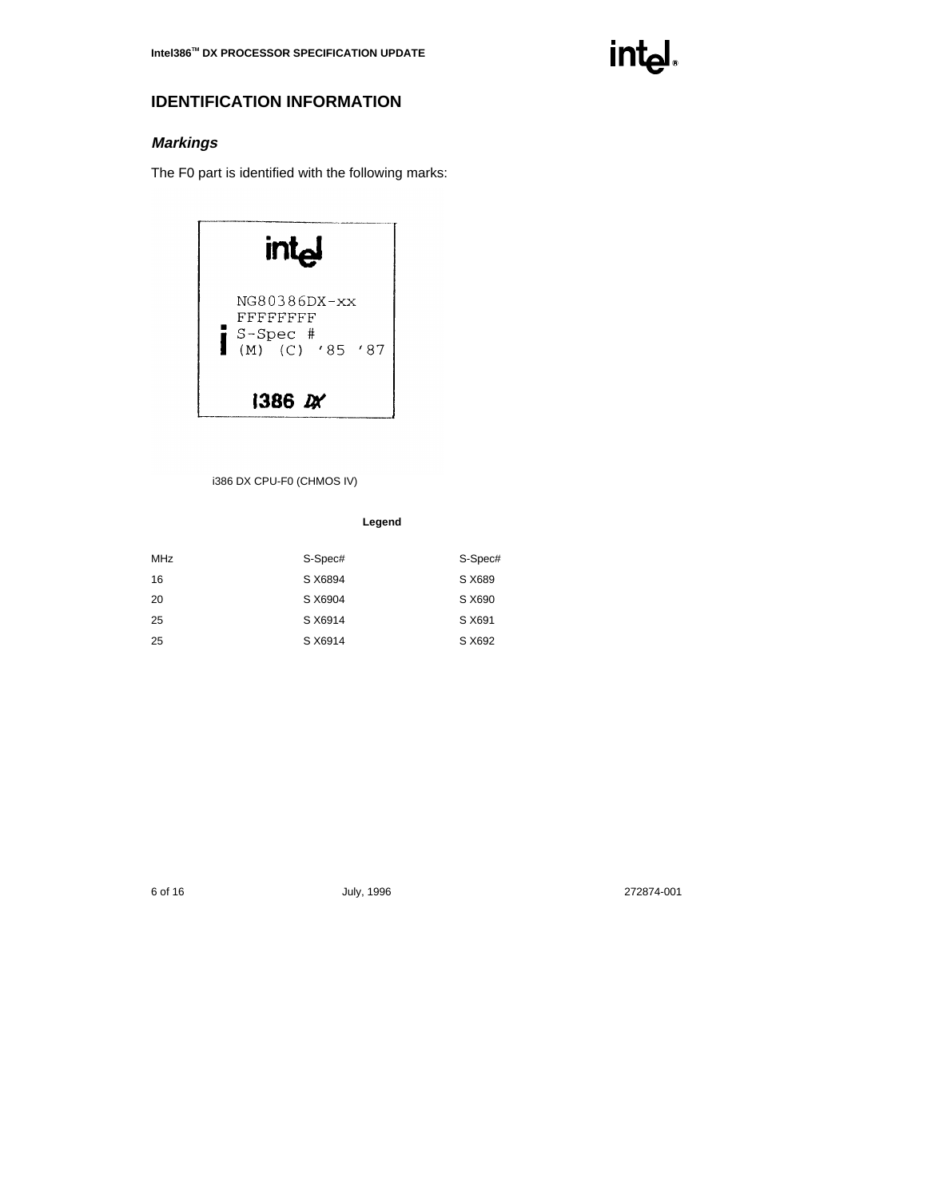## IDENTIFICATION INFORMATION

### *Markings*

The F0 part is identified with the following marks:

```
intel

NG80386DX-xx
FFFFFFFF
S-Spec #
(M) (C) '85 '87

i386 DX
```

i386 DX CPU-F0 (CHMOS IV)

**Legend**

| MHz | S-Spec# | S-Spec# |
|---|---|---|
| 16 | S X6894 | S X689 |
| 20 | S X6904 | S X690 |
| 25 | S X6914 | S X691 |
| 25 | S X6914 | S X692 |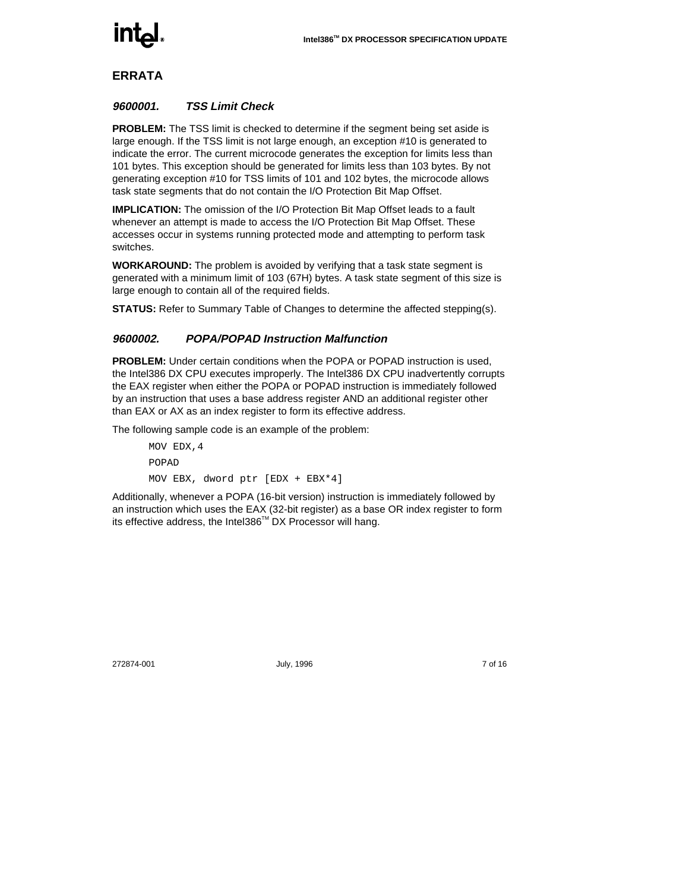## ERRATA

### *9600001. TSS Limit Check*

**PROBLEM:** The TSS limit is checked to determine if the segment being set aside is large enough. If the TSS limit is not large enough, an exception #10 is generated to indicate the error. The current microcode generates the exception for limits less than 101 bytes. This exception should be generated for limits less than 103 bytes. By not generating exception #10 for TSS limits of 101 and 102 bytes, the microcode allows task state segments that do not contain the I/O Protection Bit Map Offset.

**IMPLICATION:** The omission of the I/O Protection Bit Map Offset leads to a fault whenever an attempt is made to access the I/O Protection Bit Map Offset. These accesses occur in systems running protected mode and attempting to perform task switches.

**WORKAROUND:** The problem is avoided by verifying that a task state segment is generated with a minimum limit of 103 (67H) bytes. A task state segment of this size is large enough to contain all of the required fields.

**STATUS:** Refer to Summary Table of Changes to determine the affected stepping(s).

### *9600002. POPA/POPAD Instruction Malfunction*

**PROBLEM:** Under certain conditions when the POPA or POPAD instruction is used, the Intel386 DX CPU executes improperly. The Intel386 DX CPU inadvertently corrupts the EAX register when either the POPA or POPAD instruction is immediately followed by an instruction that uses a base address register AND an additional register other than EAX or AX as an index register to form its effective address.

The following sample code is an example of the problem:

```
MOV EDX,4
POPAD
MOV EBX, dword ptr [EDX + EBX*4]
```

Additionally, whenever a POPA (16-bit version) instruction is immediately followed by an instruction which uses the EAX (32-bit register) as a base OR index register to form its effective address, the Intel386™ DX Processor will hang.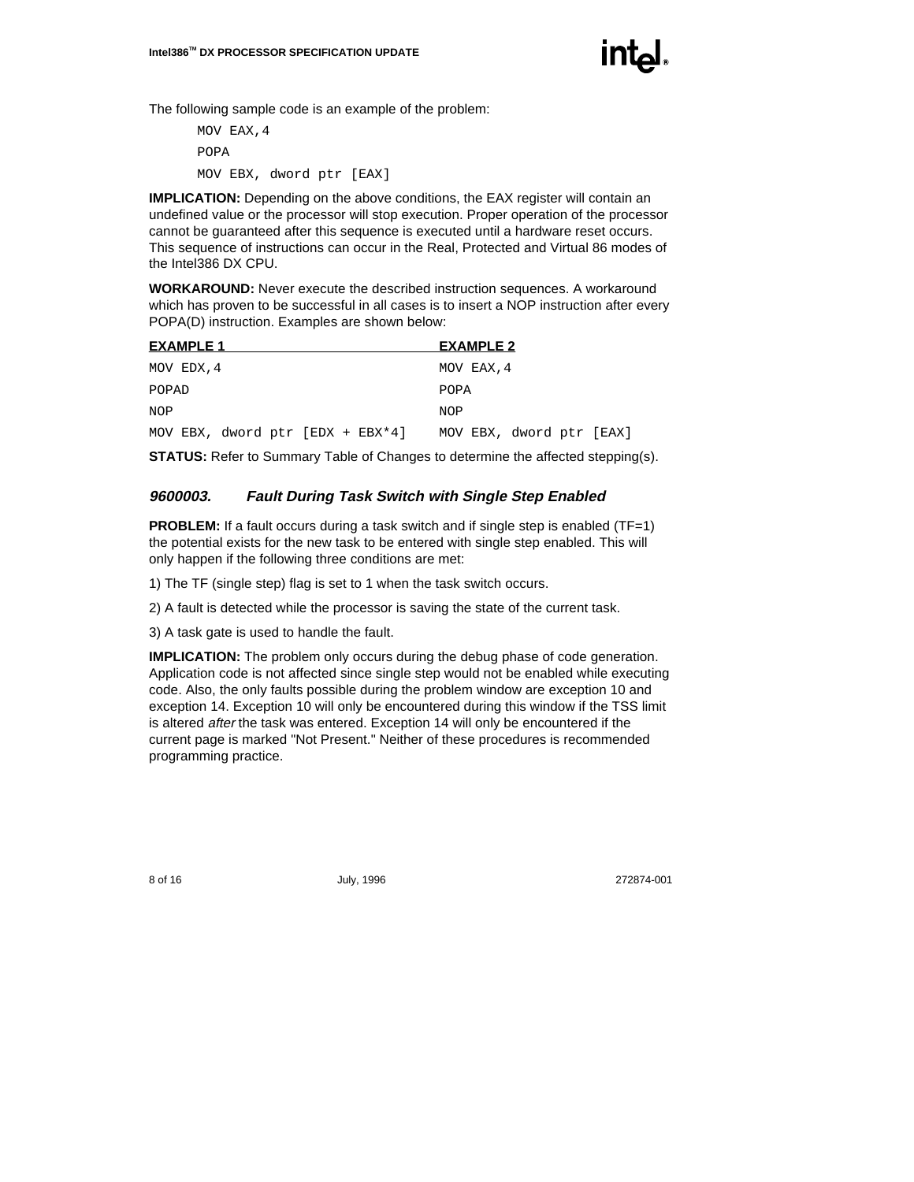The following sample code is an example of the problem:

```
MOV EAX,4
POPA
MOV EBX, dword ptr [EAX]
```

**IMPLICATION:** Depending on the above conditions, the EAX register will contain an undefined value or the processor will stop execution. Proper operation of the processor cannot be guaranteed after this sequence is executed until a hardware reset occurs. This sequence of instructions can occur in the Real, Protected and Virtual 86 modes of the Intel386 DX CPU.

**WORKAROUND:** Never execute the described instruction sequences. A workaround which has proven to be successful in all cases is to insert a NOP instruction after every POPA(D) instruction. Examples are shown below:

| EXAMPLE 1 | EXAMPLE 2 |
|---|---|
| `MOV EDX,4` | `MOV EAX,4` |
| `POPAD` | `POPA` |
| `NOP` | `NOP` |
| `MOV EBX, dword ptr [EDX + EBX*4]` | `MOV EBX, dword ptr [EAX]` |

**STATUS:** Refer to Summary Table of Changes to determine the affected stepping(s).

### *9600003. Fault During Task Switch with Single Step Enabled*

**PROBLEM:** If a fault occurs during a task switch and if single step is enabled (TF=1) the potential exists for the new task to be entered with single step enabled. This will only happen if the following three conditions are met:

1) The TF (single step) flag is set to 1 when the task switch occurs.

2) A fault is detected while the processor is saving the state of the current task.

3) A task gate is used to handle the fault.

**IMPLICATION:** The problem only occurs during the debug phase of code generation. Application code is not affected since single step would not be enabled while executing code. Also, the only faults possible during the problem window are exception 10 and exception 14. Exception 10 will only be encountered during this window if the TSS limit is altered *after* the task was entered. Exception 14 will only be encountered if the current page is marked "Not Present." Neither of these procedures is recommended programming practice.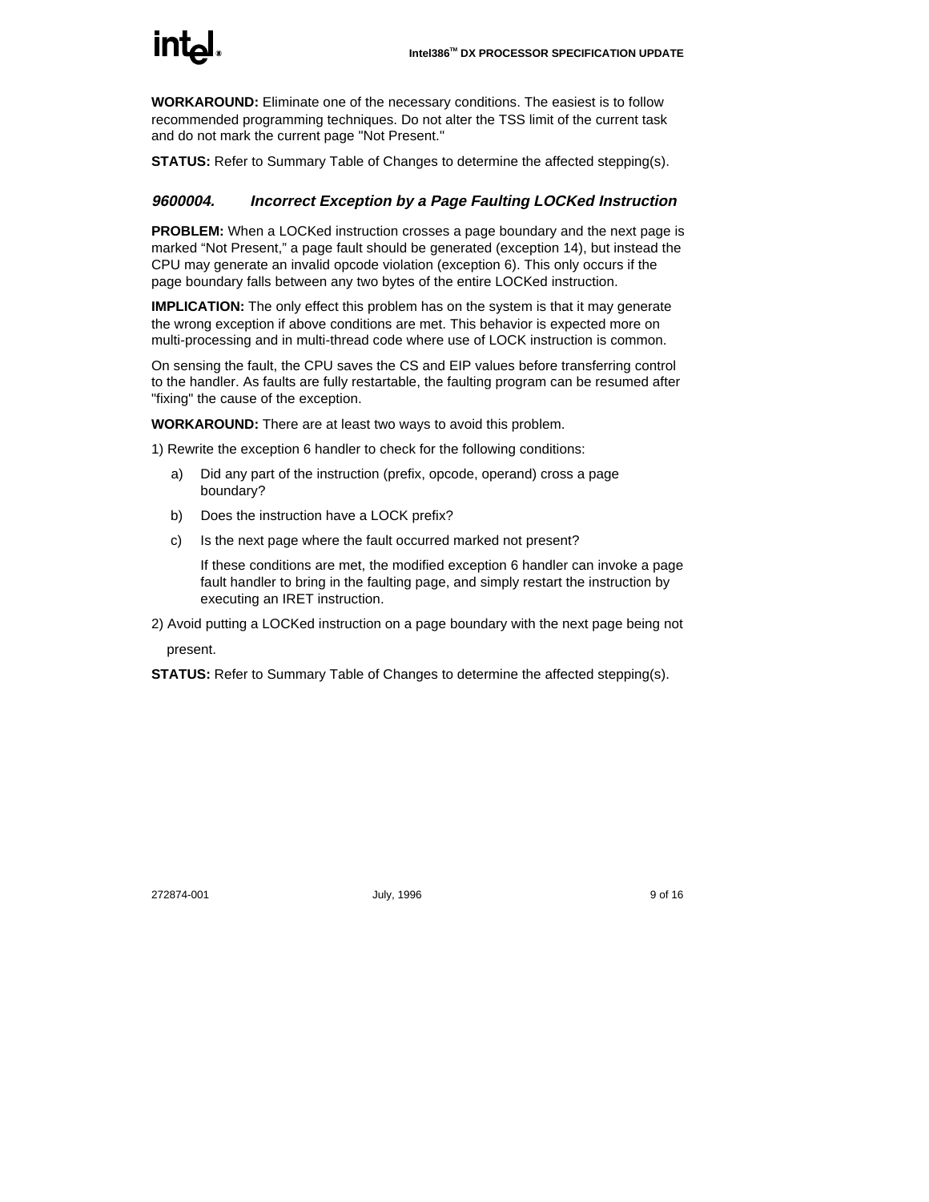**WORKAROUND:** Eliminate one of the necessary conditions. The easiest is to follow recommended programming techniques. Do not alter the TSS limit of the current task and do not mark the current page "Not Present."

**STATUS:** Refer to Summary Table of Changes to determine the affected stepping(s).

### *9600004. Incorrect Exception by a Page Faulting LOCKed Instruction*

**PROBLEM:** When a LOCKed instruction crosses a page boundary and the next page is marked “Not Present,” a page fault should be generated (exception 14), but instead the CPU may generate an invalid opcode violation (exception 6). This only occurs if the page boundary falls between any two bytes of the entire LOCKed instruction.

**IMPLICATION:** The only effect this problem has on the system is that it may generate the wrong exception if above conditions are met. This behavior is expected more on multi-processing and in multi-thread code where use of LOCK instruction is common.

On sensing the fault, the CPU saves the CS and EIP values before transferring control to the handler. As faults are fully restartable, the faulting program can be resumed after "fixing" the cause of the exception.

**WORKAROUND:** There are at least two ways to avoid this problem.

1) Rewrite the exception 6 handler to check for the following conditions:

   a) Did any part of the instruction (prefix, opcode, operand) cross a page boundary?

   b) Does the instruction have a LOCK prefix?

   c) Is the next page where the fault occurred marked not present?

   If these conditions are met, the modified exception 6 handler can invoke a page fault handler to bring in the faulting page, and simply restart the instruction by executing an IRET instruction.

2) Avoid putting a LOCKed instruction on a page boundary with the next page being not present.

**STATUS:** Refer to Summary Table of Changes to determine the affected stepping(s).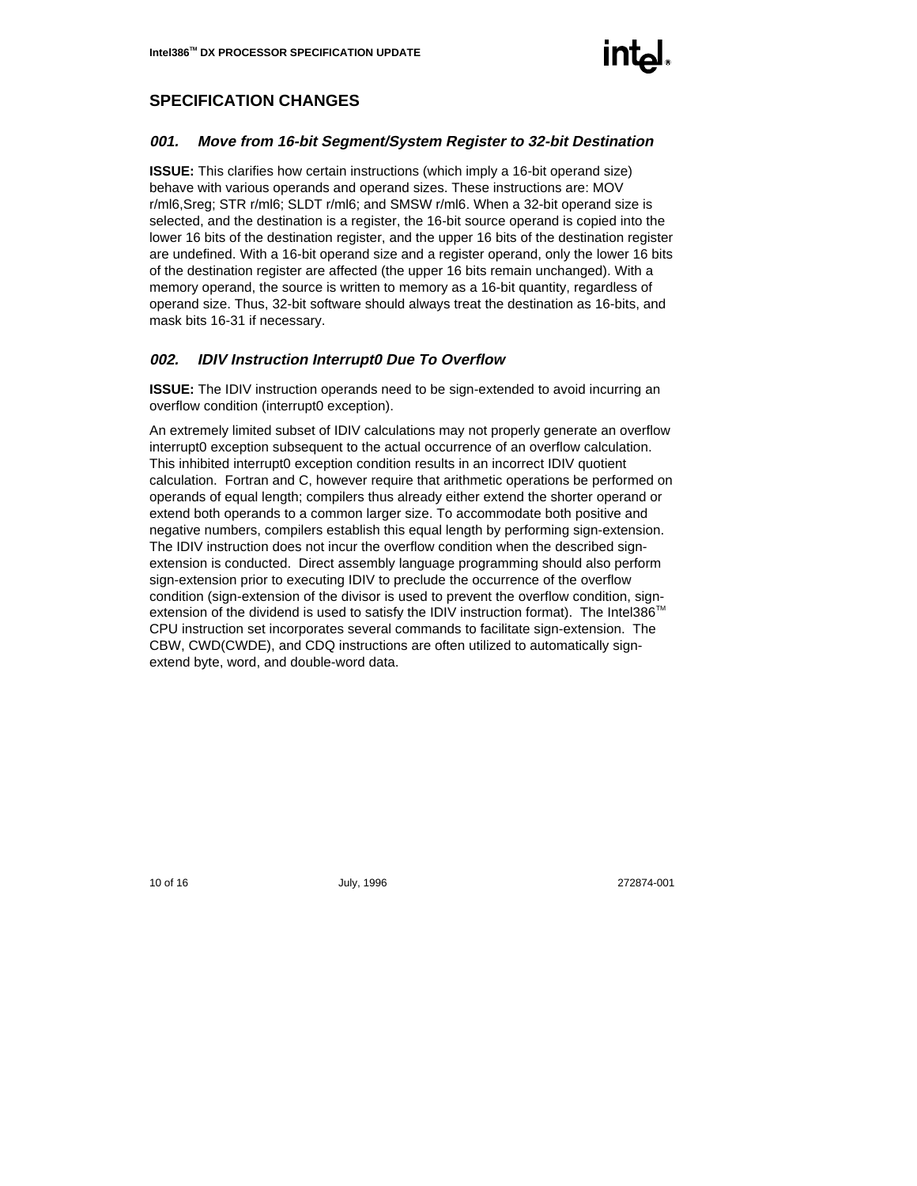## SPECIFICATION CHANGES

### *001. Move from 16-bit Segment/System Register to 32-bit Destination*

**ISSUE:** This clarifies how certain instructions (which imply a 16-bit operand size) behave with various operands and operand sizes. These instructions are: MOV r/ml6,Sreg; STR r/ml6; SLDT r/ml6; and SMSW r/ml6. When a 32-bit operand size is selected, and the destination is a register, the 16-bit source operand is copied into the lower 16 bits of the destination register, and the upper 16 bits of the destination register are undefined. With a 16-bit operand size and a register operand, only the lower 16 bits of the destination register are affected (the upper 16 bits remain unchanged). With a memory operand, the source is written to memory as a 16-bit quantity, regardless of operand size. Thus, 32-bit software should always treat the destination as 16-bits, and mask bits 16-31 if necessary.

### *002. IDIV Instruction Interrupt0 Due To Overflow*

**ISSUE:** The IDIV instruction operands need to be sign-extended to avoid incurring an overflow condition (interrupt0 exception).

An extremely limited subset of IDIV calculations may not properly generate an overflow interrupt0 exception subsequent to the actual occurrence of an overflow calculation. This inhibited interrupt0 exception condition results in an incorrect IDIV quotient calculation. Fortran and C, however require that arithmetic operations be performed on operands of equal length; compilers thus already either extend the shorter operand or extend both operands to a common larger size. To accommodate both positive and negative numbers, compilers establish this equal length by performing sign-extension. The IDIV instruction does not incur the overflow condition when the described sign-extension is conducted. Direct assembly language programming should also perform sign-extension prior to executing IDIV to preclude the occurrence of the overflow condition (sign-extension of the divisor is used to prevent the overflow condition, sign-extension of the dividend is used to satisfy the IDIV instruction format). The Intel386™ CPU instruction set incorporates several commands to facilitate sign-extension. The CBW, CWD(CWDE), and CDQ instructions are often utilized to automatically sign-extend byte, word, and double-word data.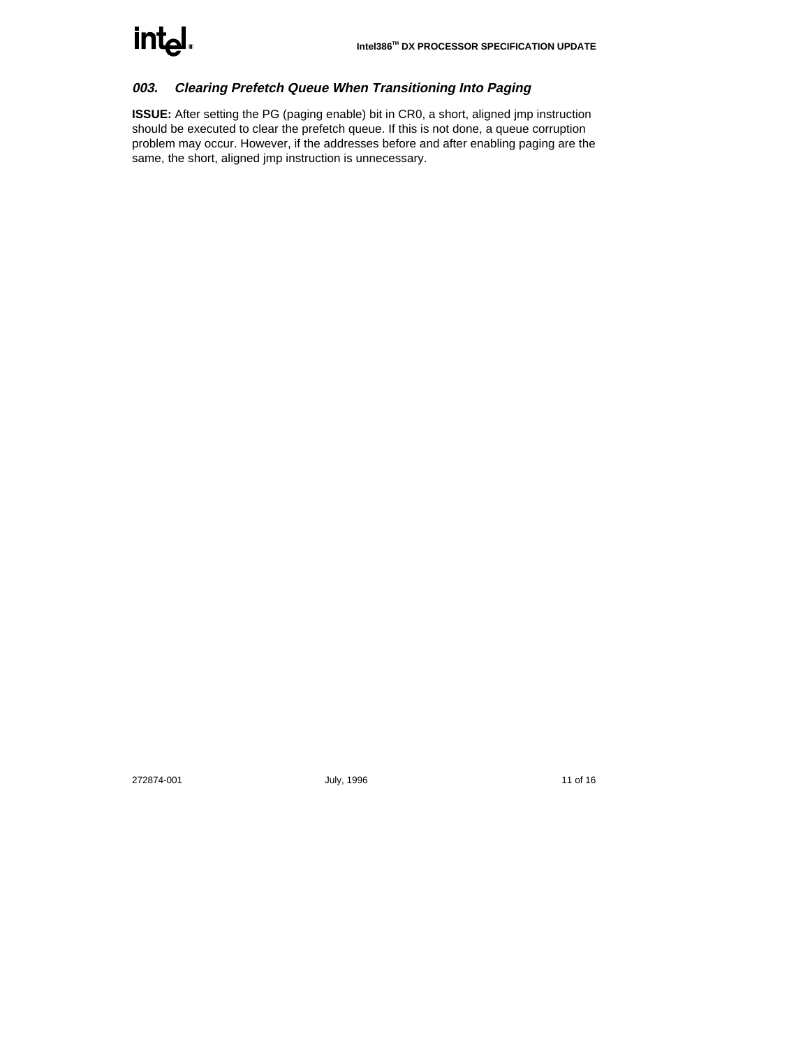### *003. Clearing Prefetch Queue When Transitioning Into Paging*

**ISSUE:** After setting the PG (paging enable) bit in CR0, a short, aligned jmp instruction should be executed to clear the prefetch queue. If this is not done, a queue corruption problem may occur. However, if the addresses before and after enabling paging are the same, the short, aligned jmp instruction is unnecessary.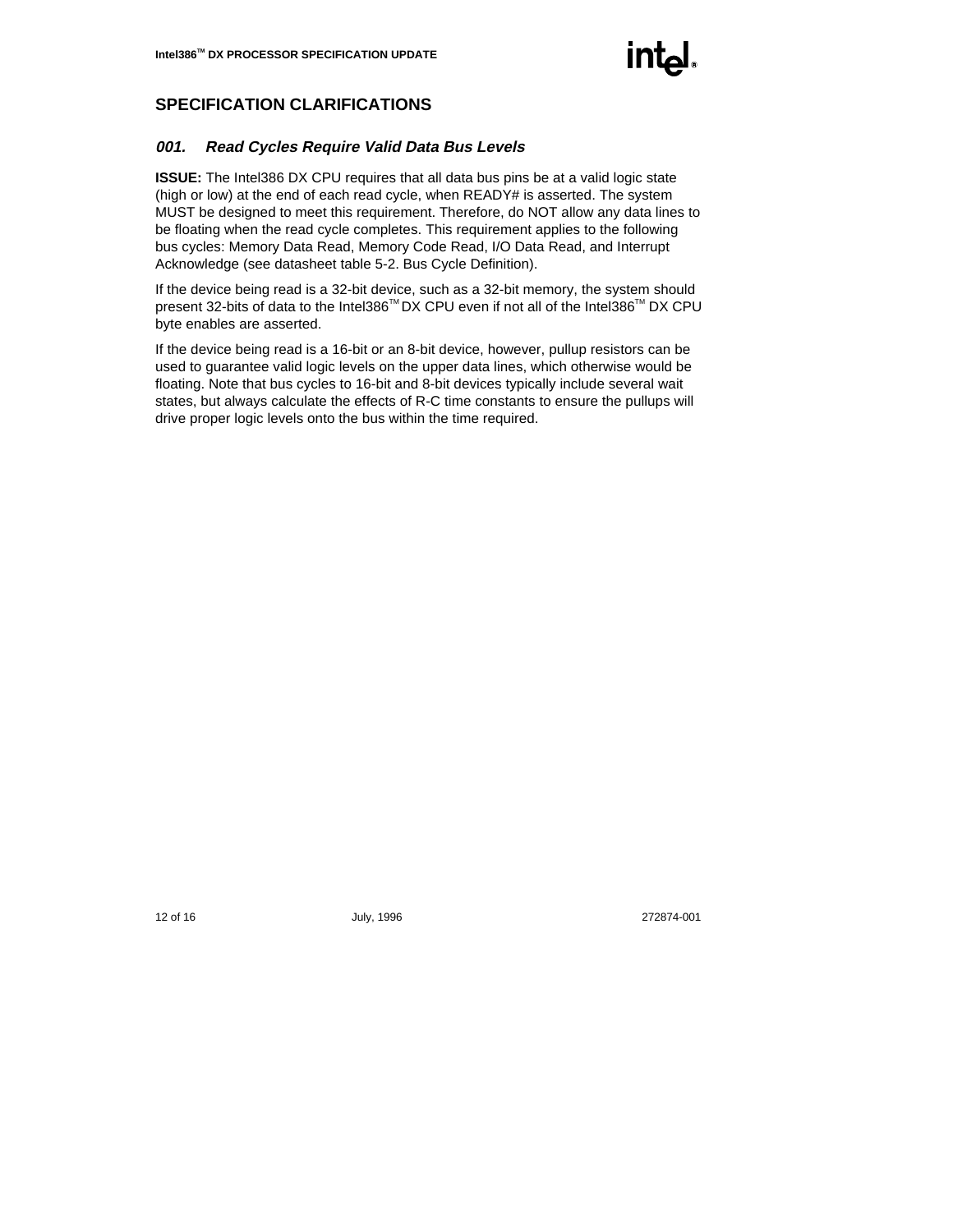## SPECIFICATION CLARIFICATIONS

### *001. Read Cycles Require Valid Data Bus Levels*

**ISSUE:** The Intel386 DX CPU requires that all data bus pins be at a valid logic state (high or low) at the end of each read cycle, when READY# is asserted. The system MUST be designed to meet this requirement. Therefore, do NOT allow any data lines to be floating when the read cycle completes. This requirement applies to the following bus cycles: Memory Data Read, Memory Code Read, I/O Data Read, and Interrupt Acknowledge (see datasheet table 5-2. Bus Cycle Definition).

If the device being read is a 32-bit device, such as a 32-bit memory, the system should present 32-bits of data to the Intel386™ DX CPU even if not all of the Intel386™ DX CPU byte enables are asserted.

If the device being read is a 16-bit or an 8-bit device, however, pullup resistors can be used to guarantee valid logic levels on the upper data lines, which otherwise would be floating. Note that bus cycles to 16-bit and 8-bit devices typically include several wait states, but always calculate the effects of R-C time constants to ensure the pullups will drive proper logic levels onto the bus within the time required.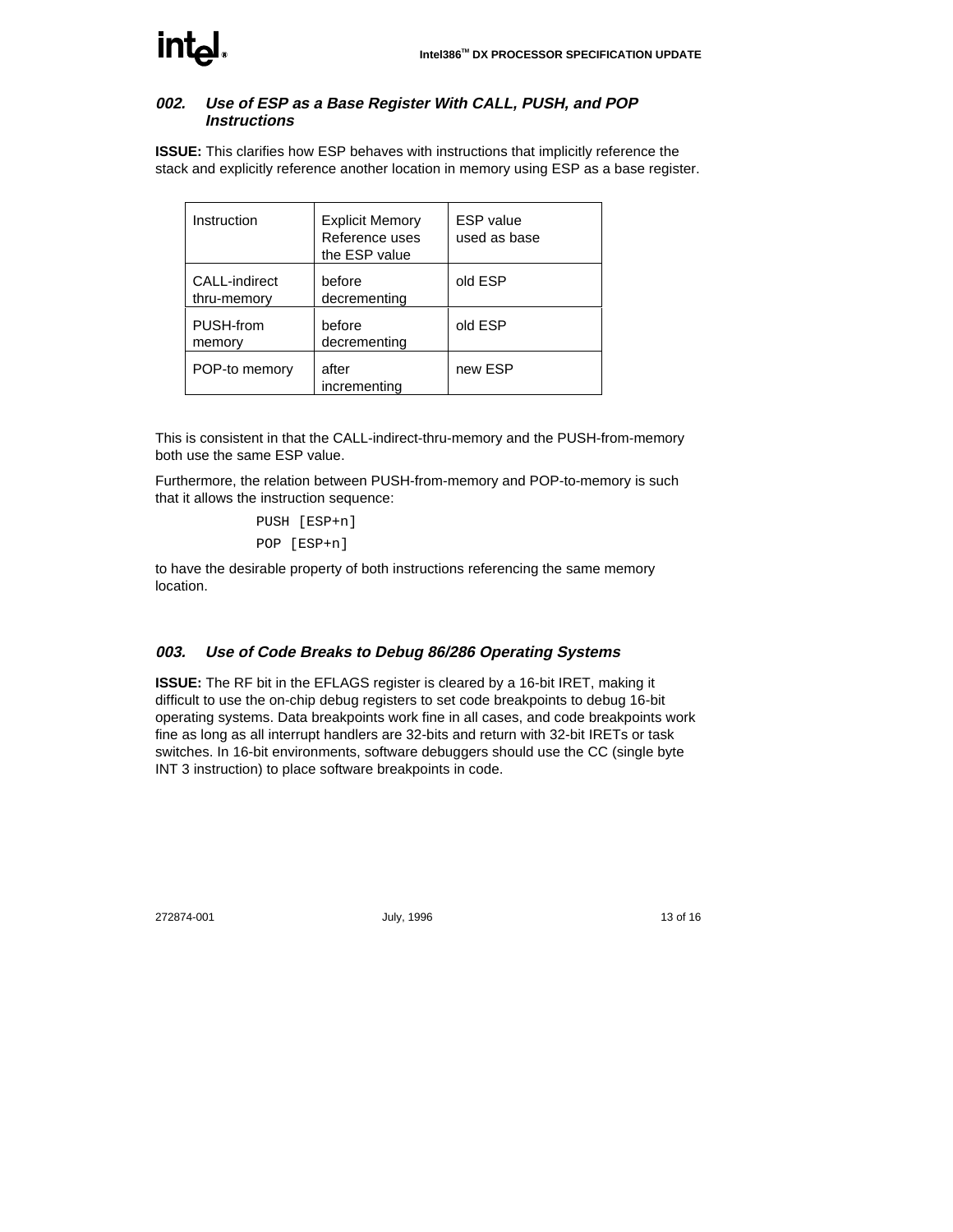### *002. Use of ESP as a Base Register With CALL, PUSH, and POP Instructions*

**ISSUE:** This clarifies how ESP behaves with instructions that implicitly reference the stack and explicitly reference another location in memory using ESP as a base register.

| Instruction | Explicit Memory Reference uses the ESP value | ESP value used as base |
|---|---|---|
| CALL-indirect thru-memory | before decrementing | old ESP |
| PUSH-from memory | before decrementing | old ESP |
| POP-to memory | after incrementing | new ESP |

This is consistent in that the CALL-indirect-thru-memory and the PUSH-from-memory both use the same ESP value.

Furthermore, the relation between PUSH-from-memory and POP-to-memory is such that it allows the instruction sequence:

```
PUSH [ESP+n]
POP [ESP+n]
```

to have the desirable property of both instructions referencing the same memory location.

### *003. Use of Code Breaks to Debug 86/286 Operating Systems*

**ISSUE:** The RF bit in the EFLAGS register is cleared by a 16-bit IRET, making it difficult to use the on-chip debug registers to set code breakpoints to debug 16-bit operating systems. Data breakpoints work fine in all cases, and code breakpoints work fine as long as all interrupt handlers are 32-bits and return with 32-bit IRETs or task switches. In 16-bit environments, software debuggers should use the CC (single byte INT 3 instruction) to place software breakpoints in code.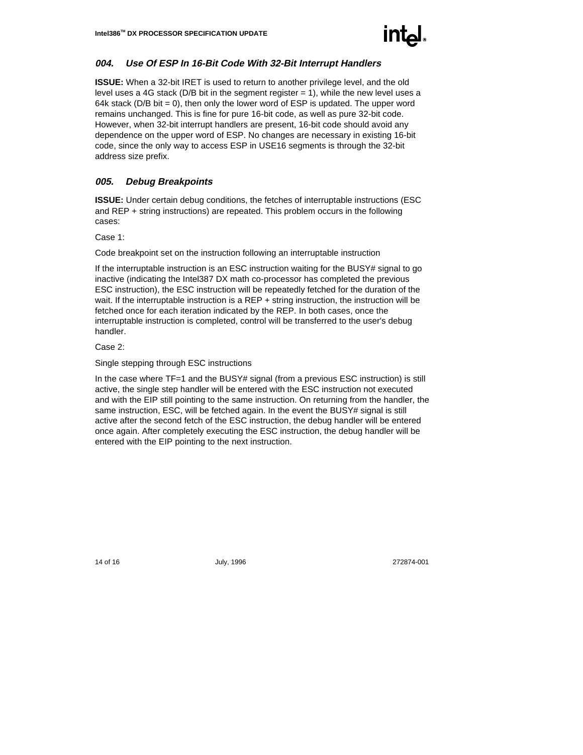### *004. Use Of ESP In 16-Bit Code With 32-Bit Interrupt Handlers*

**ISSUE:** When a 32-bit IRET is used to return to another privilege level, and the old level uses a 4G stack (D/B bit in the segment register = 1), while the new level uses a 64k stack (D/B bit = 0), then only the lower word of ESP is updated. The upper word remains unchanged. This is fine for pure 16-bit code, as well as pure 32-bit code. However, when 32-bit interrupt handlers are present, 16-bit code should avoid any dependence on the upper word of ESP. No changes are necessary in existing 16-bit code, since the only way to access ESP in USE16 segments is through the 32-bit address size prefix.

### *005. Debug Breakpoints*

**ISSUE:** Under certain debug conditions, the fetches of interruptable instructions (ESC and REP + string instructions) are repeated. This problem occurs in the following cases:

Case 1:

Code breakpoint set on the instruction following an interruptable instruction

If the interruptable instruction is an ESC instruction waiting for the BUSY# signal to go inactive (indicating the Intel387 DX math co-processor has completed the previous ESC instruction), the ESC instruction will be repeatedly fetched for the duration of the wait. If the interruptable instruction is a REP + string instruction, the instruction will be fetched once for each iteration indicated by the REP. In both cases, once the interruptable instruction is completed, control will be transferred to the user's debug handler.

Case 2:

Single stepping through ESC instructions

In the case where TF=1 and the BUSY# signal (from a previous ESC instruction) is still active, the single step handler will be entered with the ESC instruction not executed and with the EIP still pointing to the same instruction. On returning from the handler, the same instruction, ESC, will be fetched again. In the event the BUSY# signal is still active after the second fetch of the ESC instruction, the debug handler will be entered once again. After completely executing the ESC instruction, the debug handler will be entered with the EIP pointing to the next instruction.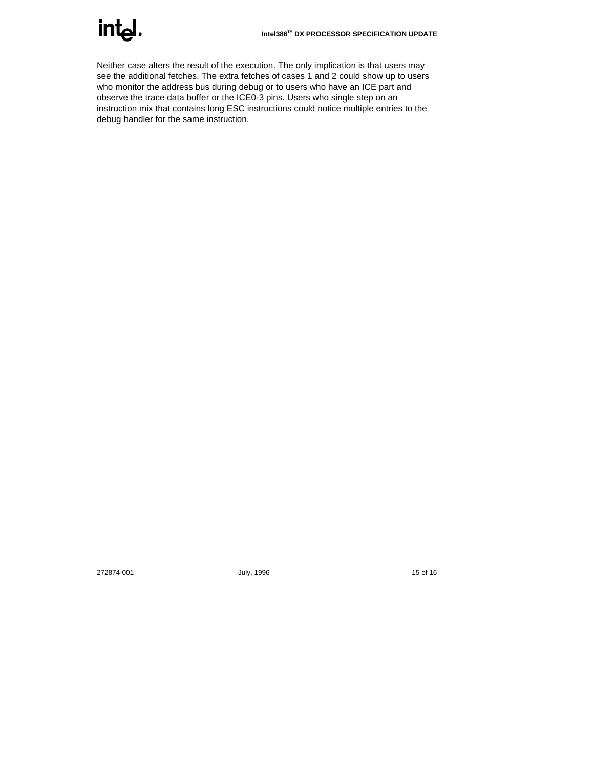Neither case alters the result of the execution. The only implication is that users may see the additional fetches. The extra fetches of cases 1 and 2 could show up to users who monitor the address bus during debug or to users who have an ICE part and observe the trace data buffer or the ICE0-3 pins. Users who single step on an instruction mix that contains long ESC instructions could notice multiple entries to the debug handler for the same instruction.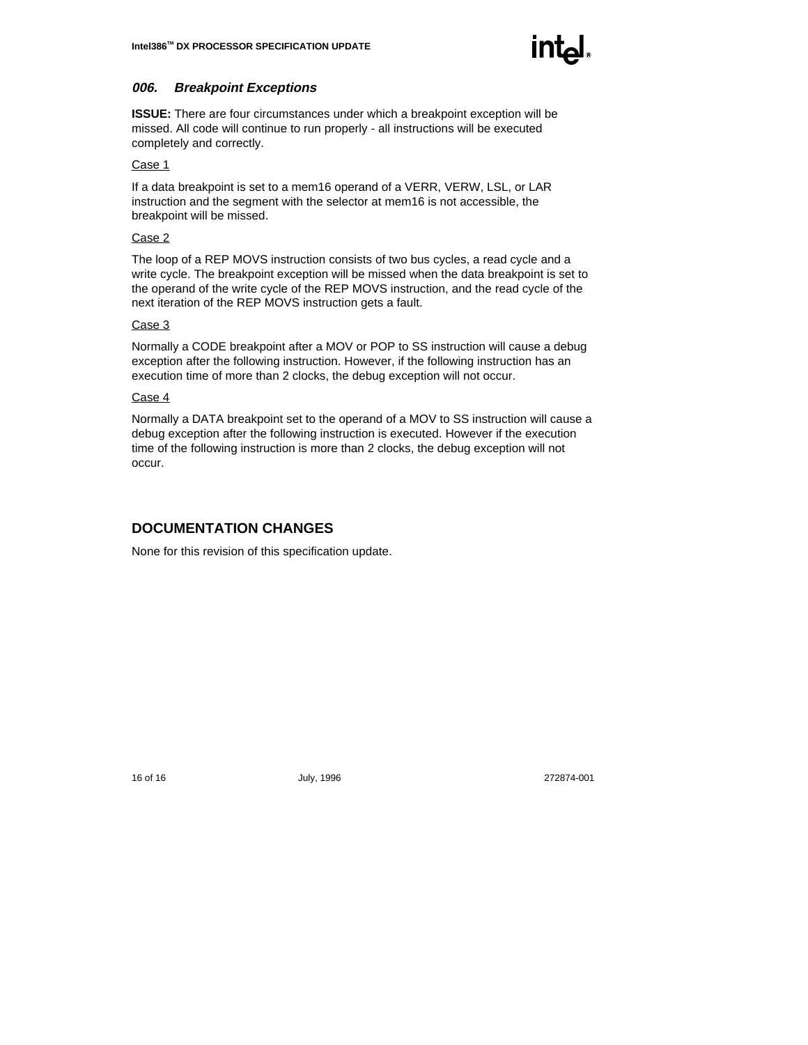### *006. Breakpoint Exceptions*

**ISSUE:** There are four circumstances under which a breakpoint exception will be missed. All code will continue to run properly - all instructions will be executed completely and correctly.

Case 1

If a data breakpoint is set to a mem16 operand of a VERR, VERW, LSL, or LAR instruction and the segment with the selector at mem16 is not accessible, the breakpoint will be missed.

Case 2

The loop of a REP MOVS instruction consists of two bus cycles, a read cycle and a write cycle. The breakpoint exception will be missed when the data breakpoint is set to the operand of the write cycle of the REP MOVS instruction, and the read cycle of the next iteration of the REP MOVS instruction gets a fault.

Case 3

Normally a CODE breakpoint after a MOV or POP to SS instruction will cause a debug exception after the following instruction. However, if the following instruction has an execution time of more than 2 clocks, the debug exception will not occur.

Case 4

Normally a DATA breakpoint set to the operand of a MOV to SS instruction will cause a debug exception after the following instruction is executed. However if the execution time of the following instruction is more than 2 clocks, the debug exception will not occur.

## DOCUMENTATION CHANGES

None for this revision of this specification update.